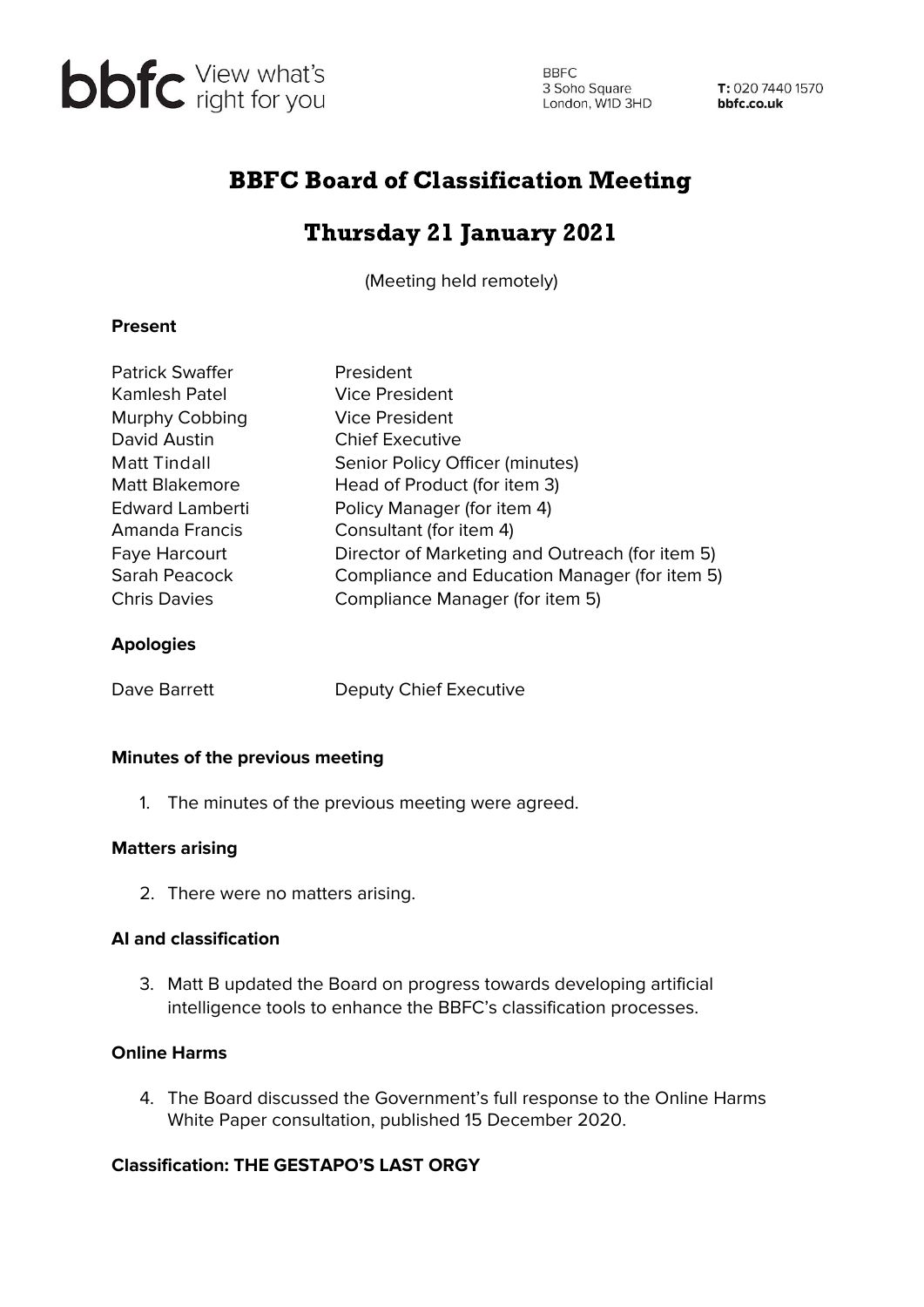bbfc View what's right for you

BBFC
3 Soho Square
London, W1D 3HD

T: 020 7440 1570
bbfc.co.uk

# BBFC Board of Classification Meeting

## Thursday 21 January 2021

(Meeting held remotely)

**Present**

| | |
|---|---|
| Patrick Swaffer | President |
| Kamlesh Patel | Vice President |
| Murphy Cobbing | Vice President |
| David Austin | Chief Executive |
| Matt Tindall | Senior Policy Officer (minutes) |
| Matt Blakemore | Head of Product (for item 3) |
| Edward Lamberti | Policy Manager (for item 4) |
| Amanda Francis | Consultant (for item 4) |
| Faye Harcourt | Director of Marketing and Outreach (for item 5) |
| Sarah Peacock | Compliance and Education Manager (for item 5) |
| Chris Davies | Compliance Manager (for item 5) |

**Apologies**

| | |
|---|---|
| Dave Barrett | Deputy Chief Executive |

**Minutes of the previous meeting**

1. The minutes of the previous meeting were agreed.

**Matters arising**

2. There were no matters arising.

**AI and classification**

3. Matt B updated the Board on progress towards developing artificial intelligence tools to enhance the BBFC's classification processes.

**Online Harms**

4. The Board discussed the Government's full response to the Online Harms White Paper consultation, published 15 December 2020.

**Classification: THE GESTAPO'S LAST ORGY**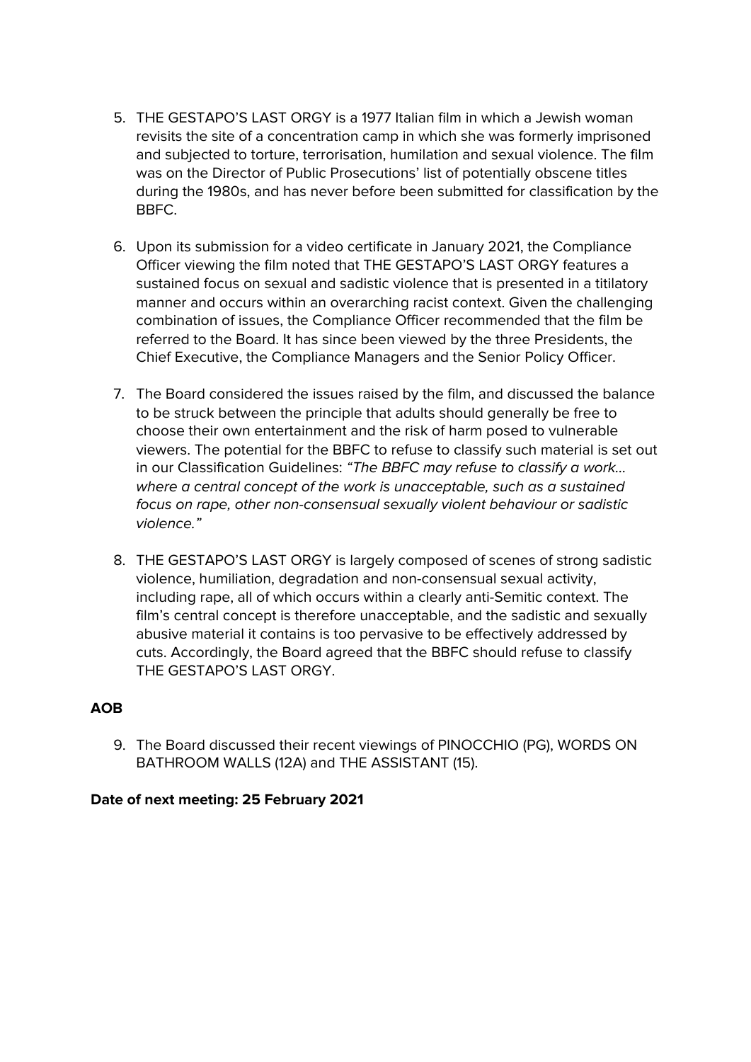5. THE GESTAPO'S LAST ORGY is a 1977 Italian film in which a Jewish woman revisits the site of a concentration camp in which she was formerly imprisoned and subjected to torture, terrorisation, humilation and sexual violence. The film was on the Director of Public Prosecutions' list of potentially obscene titles during the 1980s, and has never before been submitted for classification by the BBFC.

6. Upon its submission for a video certificate in January 2021, the Compliance Officer viewing the film noted that THE GESTAPO'S LAST ORGY features a sustained focus on sexual and sadistic violence that is presented in a titilatory manner and occurs within an overarching racist context. Given the challenging combination of issues, the Compliance Officer recommended that the film be referred to the Board. It has since been viewed by the three Presidents, the Chief Executive, the Compliance Managers and the Senior Policy Officer.

7. The Board considered the issues raised by the film, and discussed the balance to be struck between the principle that adults should generally be free to choose their own entertainment and the risk of harm posed to vulnerable viewers. The potential for the BBFC to refuse to classify such material is set out in our Classification Guidelines: *"The BBFC may refuse to classify a work… where a central concept of the work is unacceptable, such as a sustained focus on rape, other non-consensual sexually violent behaviour or sadistic violence."*

8. THE GESTAPO'S LAST ORGY is largely composed of scenes of strong sadistic violence, humiliation, degradation and non-consensual sexual activity, including rape, all of which occurs within a clearly anti-Semitic context. The film's central concept is therefore unacceptable, and the sadistic and sexually abusive material it contains is too pervasive to be effectively addressed by cuts. Accordingly, the Board agreed that the BBFC should refuse to classify THE GESTAPO'S LAST ORGY.

**AOB**

9. The Board discussed their recent viewings of PINOCCHIO (PG), WORDS ON BATHROOM WALLS (12A) and THE ASSISTANT (15).

**Date of next meeting: 25 February 2021**